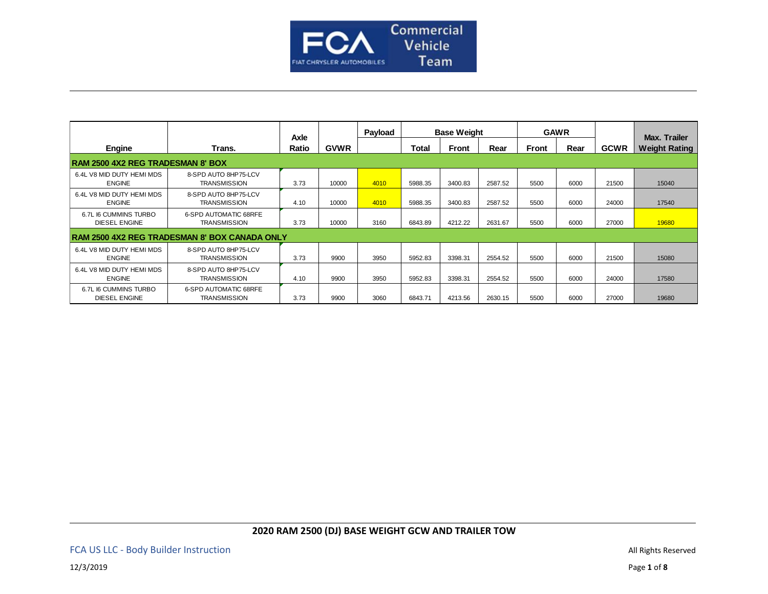| Engine | Trans. | Axle Ratio | GVWR | Payload | Base Weight | | | GAWR | | GCWR | Max. Trailer Weight Rating |
|---|---|---|---|---|---|---|---|---|---|---|---|
| | | | | | Total | Front | Rear | Front | Rear | | |
| **RAM 2500 4X2 REG TRADESMAN 8' BOX** | | | | | | | | | | | |
| 6.4L V8 MID DUTY HEMI MDS ENGINE | 8-SPD AUTO 8HP75-LCV TRANSMISSION | 3.73 | 10000 | 4010 | 5988.35 | 3400.83 | 2587.52 | 5500 | 6000 | 21500 | 15040 |
| 6.4L V8 MID DUTY HEMI MDS ENGINE | 8-SPD AUTO 8HP75-LCV TRANSMISSION | 4.10 | 10000 | 4010 | 5988.35 | 3400.83 | 2587.52 | 5500 | 6000 | 24000 | 17540 |
| 6.7L I6 CUMMINS TURBO DIESEL ENGINE | 6-SPD AUTOMATIC 68RFE TRANSMISSION | 3.73 | 10000 | 3160 | 6843.89 | 4212.22 | 2631.67 | 5500 | 6000 | 27000 | 19680 |
| **RAM 2500 4X2 REG TRADESMAN 8' BOX CANADA ONLY** | | | | | | | | | | | |
| 6.4L V8 MID DUTY HEMI MDS ENGINE | 8-SPD AUTO 8HP75-LCV TRANSMISSION | 3.73 | 9900 | 3950 | 5952.83 | 3398.31 | 2554.52 | 5500 | 6000 | 21500 | 15080 |
| 6.4L V8 MID DUTY HEMI MDS ENGINE | 8-SPD AUTO 8HP75-LCV TRANSMISSION | 4.10 | 9900 | 3950 | 5952.83 | 3398.31 | 2554.52 | 5500 | 6000 | 24000 | 17580 |
| 6.7L I6 CUMMINS TURBO DIESEL ENGINE | 6-SPD AUTOMATIC 68RFE TRANSMISSION | 3.73 | 9900 | 3060 | 6843.71 | 4213.56 | 2630.15 | 5500 | 6000 | 27000 | 19680 |

**2020 RAM 2500 (DJ) BASE WEIGHT GCW AND TRAILER TOW**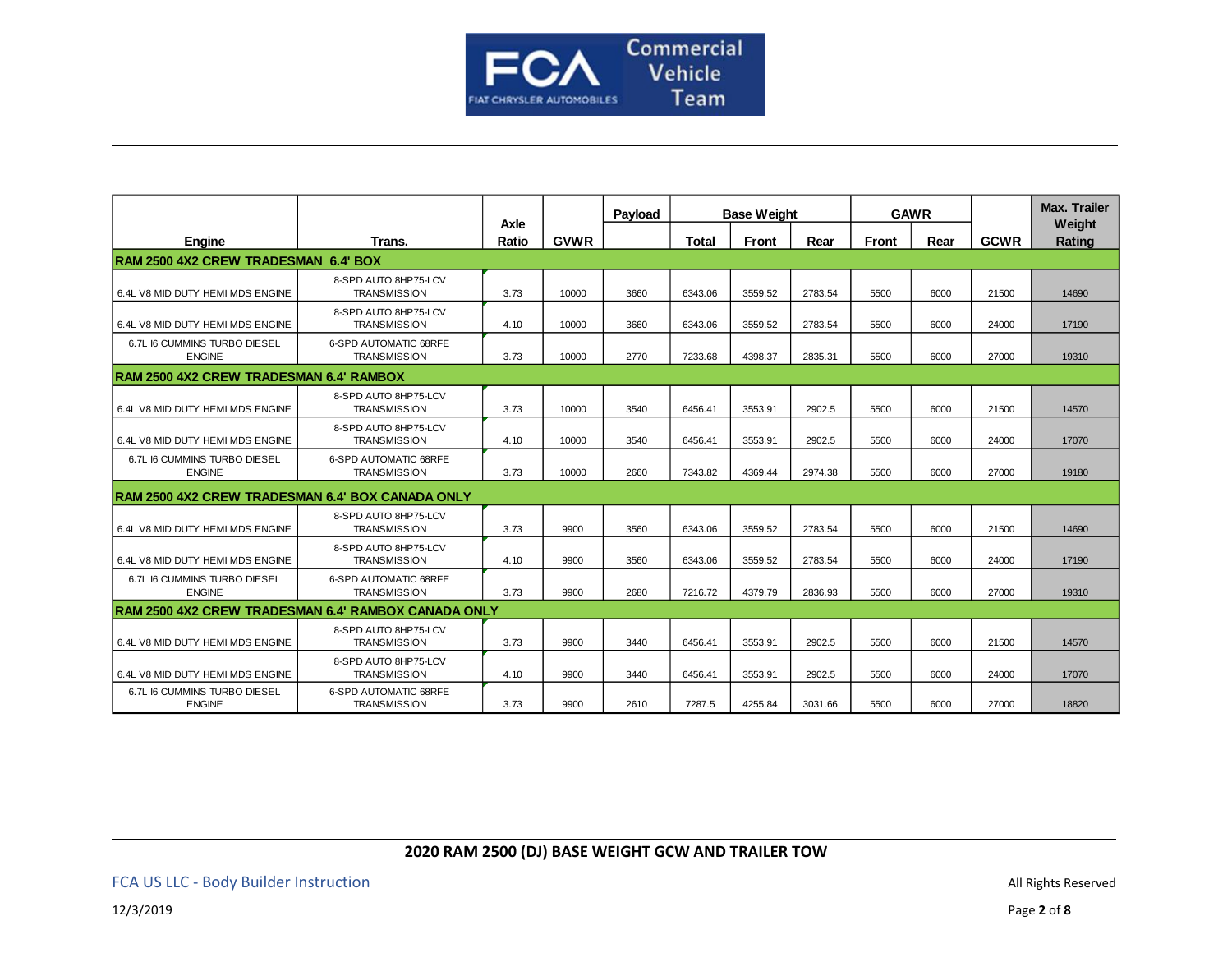| Engine | Trans. | Axle Ratio | GVWR | Payload | Base Weight | | | GAWR | | GCWR | Max. Trailer Weight Rating |
|---|---|---|---|---|---|---|---|---|---|---|---|
| | | | | | Total | Front | Rear | Front | Rear | | |
| **RAM 2500 4X2 CREW TRADESMAN 6.4' BOX** | | | | | | | | | | | |
| 6.4L V8 MID DUTY HEMI MDS ENGINE | 8-SPD AUTO 8HP75-LCV TRANSMISSION | 3.73 | 10000 | 3660 | 6343.06 | 3559.52 | 2783.54 | 5500 | 6000 | 21500 | 14690 |
| 6.4L V8 MID DUTY HEMI MDS ENGINE | 8-SPD AUTO 8HP75-LCV TRANSMISSION | 4.10 | 10000 | 3660 | 6343.06 | 3559.52 | 2783.54 | 5500 | 6000 | 24000 | 17190 |
| 6.7L I6 CUMMINS TURBO DIESEL ENGINE | 6-SPD AUTOMATIC 68RFE TRANSMISSION | 3.73 | 10000 | 2770 | 7233.68 | 4398.37 | 2835.31 | 5500 | 6000 | 27000 | 19310 |
| **RAM 2500 4X2 CREW TRADESMAN 6.4' RAMBOX** | | | | | | | | | | | |
| 6.4L V8 MID DUTY HEMI MDS ENGINE | 8-SPD AUTO 8HP75-LCV TRANSMISSION | 3.73 | 10000 | 3540 | 6456.41 | 3553.91 | 2902.5 | 5500 | 6000 | 21500 | 14570 |
| 6.4L V8 MID DUTY HEMI MDS ENGINE | 8-SPD AUTO 8HP75-LCV TRANSMISSION | 4.10 | 10000 | 3540 | 6456.41 | 3553.91 | 2902.5 | 5500 | 6000 | 24000 | 17070 |
| 6.7L I6 CUMMINS TURBO DIESEL ENGINE | 6-SPD AUTOMATIC 68RFE TRANSMISSION | 3.73 | 10000 | 2660 | 7343.82 | 4369.44 | 2974.38 | 5500 | 6000 | 27000 | 19180 |
| **RAM 2500 4X2 CREW TRADESMAN 6.4' BOX CANADA ONLY** | | | | | | | | | | | |
| 6.4L V8 MID DUTY HEMI MDS ENGINE | 8-SPD AUTO 8HP75-LCV TRANSMISSION | 3.73 | 9900 | 3560 | 6343.06 | 3559.52 | 2783.54 | 5500 | 6000 | 21500 | 14690 |
| 6.4L V8 MID DUTY HEMI MDS ENGINE | 8-SPD AUTO 8HP75-LCV TRANSMISSION | 4.10 | 9900 | 3560 | 6343.06 | 3559.52 | 2783.54 | 5500 | 6000 | 24000 | 17190 |
| 6.7L I6 CUMMINS TURBO DIESEL ENGINE | 6-SPD AUTOMATIC 68RFE TRANSMISSION | 3.73 | 9900 | 2680 | 7216.72 | 4379.79 | 2836.93 | 5500 | 6000 | 27000 | 19310 |
| **RAM 2500 4X2 CREW TRADESMAN 6.4' RAMBOX CANADA ONLY** | | | | | | | | | | | |
| 6.4L V8 MID DUTY HEMI MDS ENGINE | 8-SPD AUTO 8HP75-LCV TRANSMISSION | 3.73 | 9900 | 3440 | 6456.41 | 3553.91 | 2902.5 | 5500 | 6000 | 21500 | 14570 |
| 6.4L V8 MID DUTY HEMI MDS ENGINE | 8-SPD AUTO 8HP75-LCV TRANSMISSION | 4.10 | 9900 | 3440 | 6456.41 | 3553.91 | 2902.5 | 5500 | 6000 | 24000 | 17070 |
| 6.7L I6 CUMMINS TURBO DIESEL ENGINE | 6-SPD AUTOMATIC 68RFE TRANSMISSION | 3.73 | 9900 | 2610 | 7287.5 | 4255.84 | 3031.66 | 5500 | 6000 | 27000 | 18820 |

**2020 RAM 2500 (DJ) BASE WEIGHT GCW AND TRAILER TOW**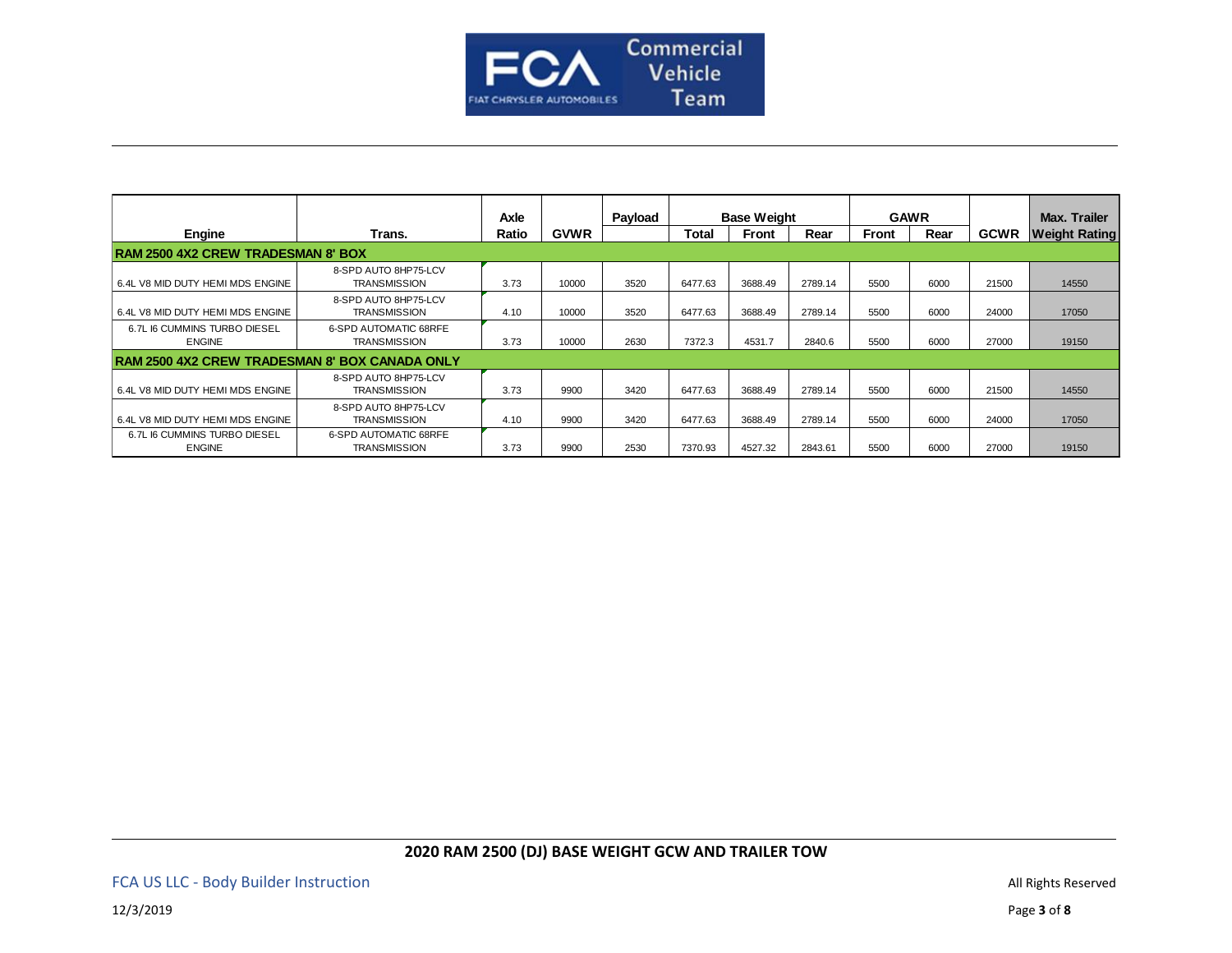| Engine | Trans. | Axle Ratio | GVWR | Payload | Base Weight | | | GAWR | | GCWR | Max. Trailer Weight Rating |
|---|---|---|---|---|---|---|---|---|---|---|---|
| | | | | | Total | Front | Rear | Front | Rear | | |
| **RAM 2500 4X2 CREW TRADESMAN 8' BOX** | | | | | | | | | | | |
| 6.4L V8 MID DUTY HEMI MDS ENGINE | 8-SPD AUTO 8HP75-LCV TRANSMISSION | 3.73 | 10000 | 3520 | 6477.63 | 3688.49 | 2789.14 | 5500 | 6000 | 21500 | 14550 |
| 6.4L V8 MID DUTY HEMI MDS ENGINE | 8-SPD AUTO 8HP75-LCV TRANSMISSION | 4.10 | 10000 | 3520 | 6477.63 | 3688.49 | 2789.14 | 5500 | 6000 | 24000 | 17050 |
| 6.7L I6 CUMMINS TURBO DIESEL ENGINE | 6-SPD AUTOMATIC 68RFE TRANSMISSION | 3.73 | 10000 | 2630 | 7372.3 | 4531.7 | 2840.6 | 5500 | 6000 | 27000 | 19150 |
| **RAM 2500 4X2 CREW TRADESMAN 8' BOX CANADA ONLY** | | | | | | | | | | | |
| 6.4L V8 MID DUTY HEMI MDS ENGINE | 8-SPD AUTO 8HP75-LCV TRANSMISSION | 3.73 | 9900 | 3420 | 6477.63 | 3688.49 | 2789.14 | 5500 | 6000 | 21500 | 14550 |
| 6.4L V8 MID DUTY HEMI MDS ENGINE | 8-SPD AUTO 8HP75-LCV TRANSMISSION | 4.10 | 9900 | 3420 | 6477.63 | 3688.49 | 2789.14 | 5500 | 6000 | 24000 | 17050 |
| 6.7L I6 CUMMINS TURBO DIESEL ENGINE | 6-SPD AUTOMATIC 68RFE TRANSMISSION | 3.73 | 9900 | 2530 | 7370.93 | 4527.32 | 2843.61 | 5500 | 6000 | 27000 | 19150 |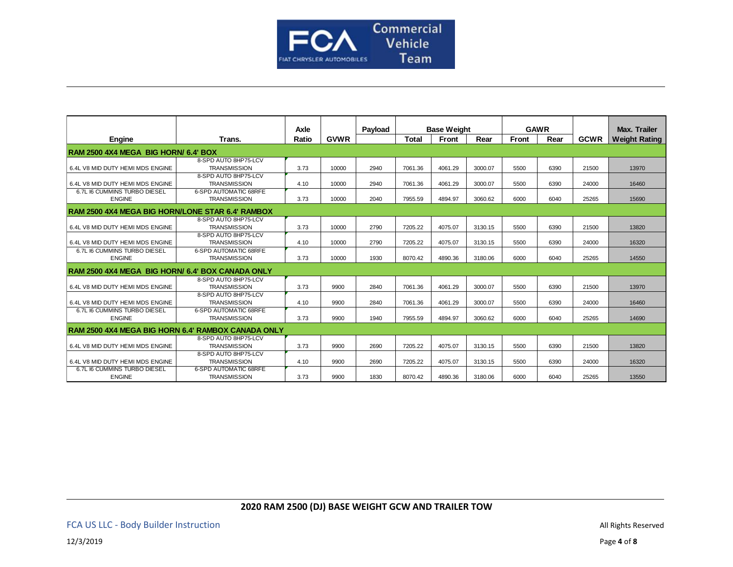| Engine | Trans. | Axle Ratio | GVWR | Payload | Base Weight | | | GAWR | | GCWR | Max. Trailer Weight Rating |
|---|---|---|---|---|---|---|---|---|---|---|---|
| | | | | | Total | Front | Rear | Front | Rear | | |
| **RAM 2500 4X4 MEGA BIG HORN/ 6.4' BOX** | | | | | | | | | | | |
| 6.4L V8 MID DUTY HEMI MDS ENGINE | 8-SPD AUTO 8HP75-LCV TRANSMISSION | 3.73 | 10000 | 2940 | 7061.36 | 4061.29 | 3000.07 | 5500 | 6390 | 21500 | 13970 |
| 6.4L V8 MID DUTY HEMI MDS ENGINE | 8-SPD AUTO 8HP75-LCV TRANSMISSION | 4.10 | 10000 | 2940 | 7061.36 | 4061.29 | 3000.07 | 5500 | 6390 | 24000 | 16460 |
| 6.7L I6 CUMMINS TURBO DIESEL ENGINE | 6-SPD AUTOMATIC 68RFE TRANSMISSION | 3.73 | 10000 | 2040 | 7955.59 | 4894.97 | 3060.62 | 6000 | 6040 | 25265 | 15690 |
| **RAM 2500 4X4 MEGA BIG HORN/LONE STAR 6.4' RAMBOX** | | | | | | | | | | | |
| 6.4L V8 MID DUTY HEMI MDS ENGINE | 8-SPD AUTO 8HP75-LCV TRANSMISSION | 3.73 | 10000 | 2790 | 7205.22 | 4075.07 | 3130.15 | 5500 | 6390 | 21500 | 13820 |
| 6.4L V8 MID DUTY HEMI MDS ENGINE | 8-SPD AUTO 8HP75-LCV TRANSMISSION | 4.10 | 10000 | 2790 | 7205.22 | 4075.07 | 3130.15 | 5500 | 6390 | 24000 | 16320 |
| 6.7L I6 CUMMINS TURBO DIESEL ENGINE | 6-SPD AUTOMATIC 68RFE TRANSMISSION | 3.73 | 10000 | 1930 | 8070.42 | 4890.36 | 3180.06 | 6000 | 6040 | 25265 | 14550 |
| **RAM 2500 4X4 MEGA BIG HORN/ 6.4' BOX CANADA ONLY** | | | | | | | | | | | |
| 6.4L V8 MID DUTY HEMI MDS ENGINE | 8-SPD AUTO 8HP75-LCV TRANSMISSION | 3.73 | 9900 | 2840 | 7061.36 | 4061.29 | 3000.07 | 5500 | 6390 | 21500 | 13970 |
| 6.4L V8 MID DUTY HEMI MDS ENGINE | 8-SPD AUTO 8HP75-LCV TRANSMISSION | 4.10 | 9900 | 2840 | 7061.36 | 4061.29 | 3000.07 | 5500 | 6390 | 24000 | 16460 |
| 6.7L I6 CUMMINS TURBO DIESEL ENGINE | 6-SPD AUTOMATIC 68RFE TRANSMISSION | 3.73 | 9900 | 1940 | 7955.59 | 4894.97 | 3060.62 | 6000 | 6040 | 25265 | 14690 |
| **RAM 2500 4X4 MEGA BIG HORN 6.4' RAMBOX CANADA ONLY** | | | | | | | | | | | |
| 6.4L V8 MID DUTY HEMI MDS ENGINE | 8-SPD AUTO 8HP75-LCV TRANSMISSION | 3.73 | 9900 | 2690 | 7205.22 | 4075.07 | 3130.15 | 5500 | 6390 | 21500 | 13820 |
| 6.4L V8 MID DUTY HEMI MDS ENGINE | 8-SPD AUTO 8HP75-LCV TRANSMISSION | 4.10 | 9900 | 2690 | 7205.22 | 4075.07 | 3130.15 | 5500 | 6390 | 24000 | 16320 |
| 6.7L I6 CUMMINS TURBO DIESEL ENGINE | 6-SPD AUTOMATIC 68RFE TRANSMISSION | 3.73 | 9900 | 1830 | 8070.42 | 4890.36 | 3180.06 | 6000 | 6040 | 25265 | 13550 |

**2020 RAM 2500 (DJ) BASE WEIGHT GCW AND TRAILER TOW**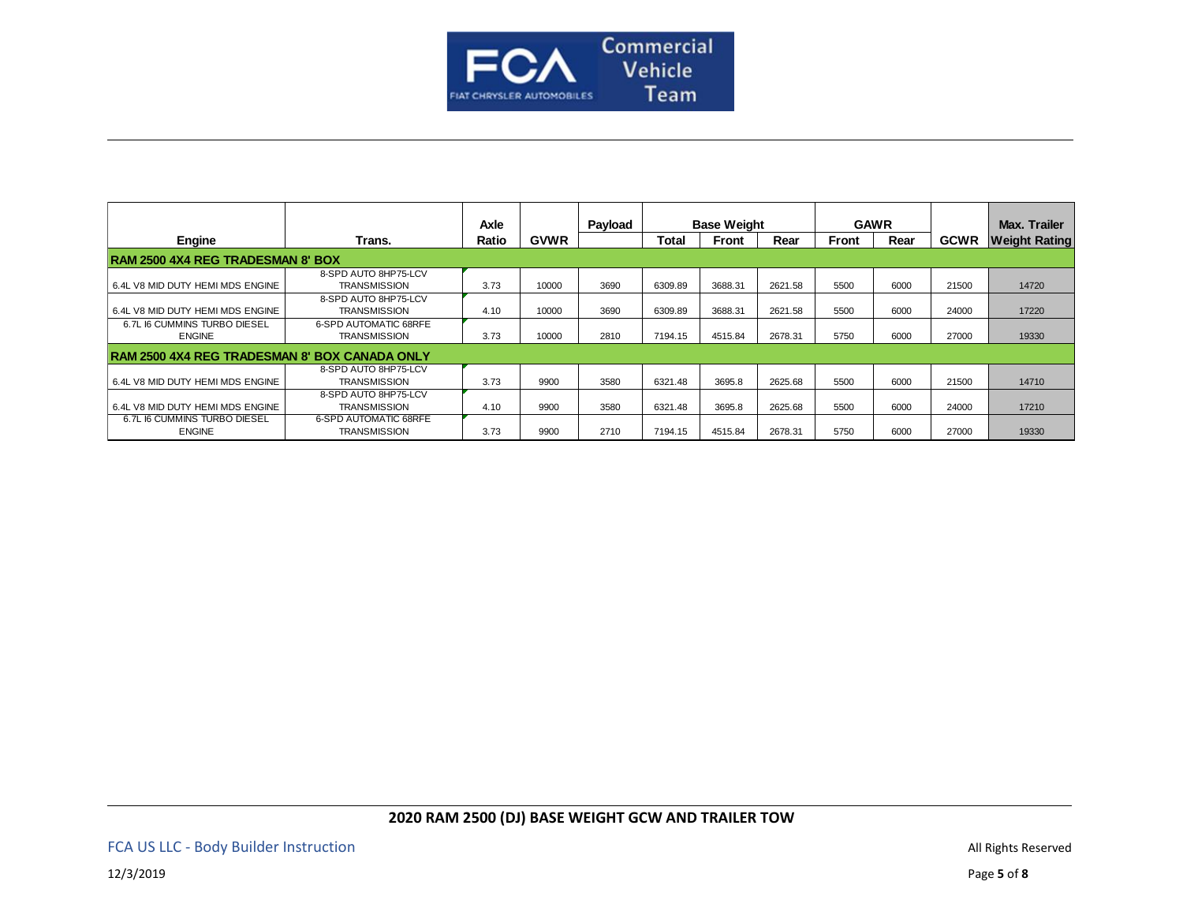| Engine | Trans. | Axle Ratio | GVWR | Payload | Base Weight | | | GAWR | | GCWR | Max. Trailer Weight Rating |
|---|---|---|---|---|---|---|---|---|---|---|---|
| | | | | | Total | Front | Rear | Front | Rear | | |
| **RAM 2500 4X4 REG TRADESMAN 8' BOX** | | | | | | | | | | | |
| 6.4L V8 MID DUTY HEMI MDS ENGINE | 8-SPD AUTO 8HP75-LCV TRANSMISSION | 3.73 | 10000 | 3690 | 6309.89 | 3688.31 | 2621.58 | 5500 | 6000 | 21500 | 14720 |
| 6.4L V8 MID DUTY HEMI MDS ENGINE | 8-SPD AUTO 8HP75-LCV TRANSMISSION | 4.10 | 10000 | 3690 | 6309.89 | 3688.31 | 2621.58 | 5500 | 6000 | 24000 | 17220 |
| 6.7L I6 CUMMINS TURBO DIESEL ENGINE | 6-SPD AUTOMATIC 68RFE TRANSMISSION | 3.73 | 10000 | 2810 | 7194.15 | 4515.84 | 2678.31 | 5750 | 6000 | 27000 | 19330 |
| **RAM 2500 4X4 REG TRADESMAN 8' BOX CANADA ONLY** | | | | | | | | | | | |
| 6.4L V8 MID DUTY HEMI MDS ENGINE | 8-SPD AUTO 8HP75-LCV TRANSMISSION | 3.73 | 9900 | 3580 | 6321.48 | 3695.8 | 2625.68 | 5500 | 6000 | 21500 | 14710 |
| 6.4L V8 MID DUTY HEMI MDS ENGINE | 8-SPD AUTO 8HP75-LCV TRANSMISSION | 4.10 | 9900 | 3580 | 6321.48 | 3695.8 | 2625.68 | 5500 | 6000 | 24000 | 17210 |
| 6.7L I6 CUMMINS TURBO DIESEL ENGINE | 6-SPD AUTOMATIC 68RFE TRANSMISSION | 3.73 | 9900 | 2710 | 7194.15 | 4515.84 | 2678.31 | 5750 | 6000 | 27000 | 19330 |

**2020 RAM 2500 (DJ) BASE WEIGHT GCW AND TRAILER TOW**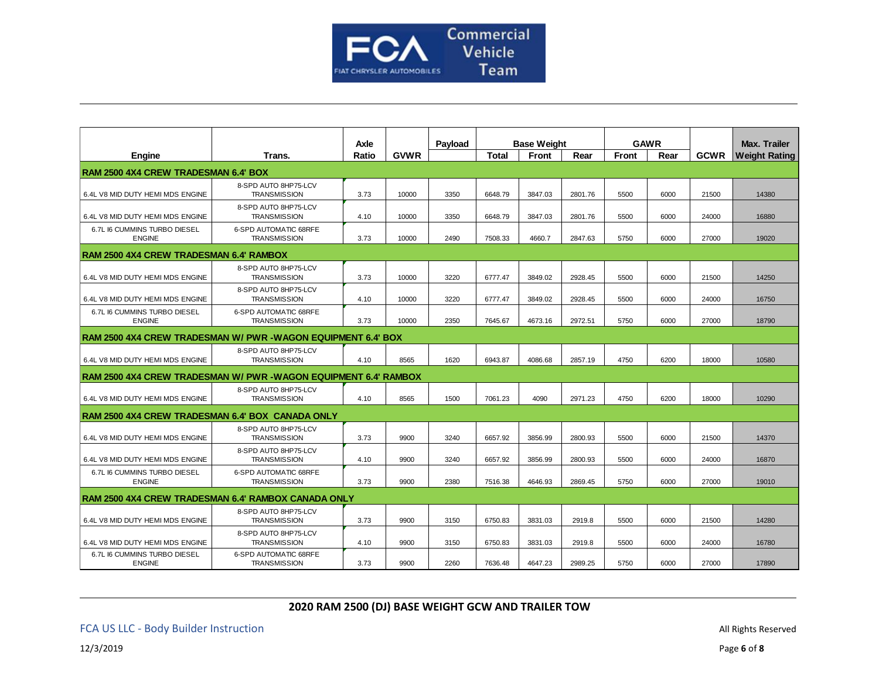| Engine | Trans. | Axle Ratio | GVWR | Payload | Base Weight | | | GAWR | | GCWR | Max. Trailer Weight Rating |
|---|---|---|---|---|---|---|---|---|---|---|---|
| | | | | | Total | Front | Rear | Front | Rear | | |
| **RAM 2500 4X4 CREW TRADESMAN 6.4' BOX** | | | | | | | | | | | |
| 6.4L V8 MID DUTY HEMI MDS ENGINE | 8-SPD AUTO 8HP75-LCV TRANSMISSION | 3.73 | 10000 | 3350 | 6648.79 | 3847.03 | 2801.76 | 5500 | 6000 | 21500 | 14380 |
| 6.4L V8 MID DUTY HEMI MDS ENGINE | 8-SPD AUTO 8HP75-LCV TRANSMISSION | 4.10 | 10000 | 3350 | 6648.79 | 3847.03 | 2801.76 | 5500 | 6000 | 24000 | 16880 |
| 6.7L I6 CUMMINS TURBO DIESEL ENGINE | 6-SPD AUTOMATIC 68RFE TRANSMISSION | 3.73 | 10000 | 2490 | 7508.33 | 4660.7 | 2847.63 | 5750 | 6000 | 27000 | 19020 |
| **RAM 2500 4X4 CREW TRADESMAN 6.4' RAMBOX** | | | | | | | | | | | |
| 6.4L V8 MID DUTY HEMI MDS ENGINE | 8-SPD AUTO 8HP75-LCV TRANSMISSION | 3.73 | 10000 | 3220 | 6777.47 | 3849.02 | 2928.45 | 5500 | 6000 | 21500 | 14250 |
| 6.4L V8 MID DUTY HEMI MDS ENGINE | 8-SPD AUTO 8HP75-LCV TRANSMISSION | 4.10 | 10000 | 3220 | 6777.47 | 3849.02 | 2928.45 | 5500 | 6000 | 24000 | 16750 |
| 6.7L I6 CUMMINS TURBO DIESEL ENGINE | 6-SPD AUTOMATIC 68RFE TRANSMISSION | 3.73 | 10000 | 2350 | 7645.67 | 4673.16 | 2972.51 | 5750 | 6000 | 27000 | 18790 |
| **RAM 2500 4X4 CREW TRADESMAN W/ PWR -WAGON EQUIPMENT 6.4' BOX** | | | | | | | | | | | |
| 6.4L V8 MID DUTY HEMI MDS ENGINE | 8-SPD AUTO 8HP75-LCV TRANSMISSION | 4.10 | 8565 | 1620 | 6943.87 | 4086.68 | 2857.19 | 4750 | 6200 | 18000 | 10580 |
| **RAM 2500 4X4 CREW TRADESMAN W/ PWR -WAGON EQUIPMENT 6.4' RAMBOX** | | | | | | | | | | | |
| 6.4L V8 MID DUTY HEMI MDS ENGINE | 8-SPD AUTO 8HP75-LCV TRANSMISSION | 4.10 | 8565 | 1500 | 7061.23 | 4090 | 2971.23 | 4750 | 6200 | 18000 | 10290 |
| **RAM 2500 4X4 CREW TRADESMAN 6.4' BOX CANADA ONLY** | | | | | | | | | | | |
| 6.4L V8 MID DUTY HEMI MDS ENGINE | 8-SPD AUTO 8HP75-LCV TRANSMISSION | 3.73 | 9900 | 3240 | 6657.92 | 3856.99 | 2800.93 | 5500 | 6000 | 21500 | 14370 |
| 6.4L V8 MID DUTY HEMI MDS ENGINE | 8-SPD AUTO 8HP75-LCV TRANSMISSION | 4.10 | 9900 | 3240 | 6657.92 | 3856.99 | 2800.93 | 5500 | 6000 | 24000 | 16870 |
| 6.7L I6 CUMMINS TURBO DIESEL ENGINE | 6-SPD AUTOMATIC 68RFE TRANSMISSION | 3.73 | 9900 | 2380 | 7516.38 | 4646.93 | 2869.45 | 5750 | 6000 | 27000 | 19010 |
| **RAM 2500 4X4 CREW TRADESMAN 6.4' RAMBOX CANADA ONLY** | | | | | | | | | | | |
| 6.4L V8 MID DUTY HEMI MDS ENGINE | 8-SPD AUTO 8HP75-LCV TRANSMISSION | 3.73 | 9900 | 3150 | 6750.83 | 3831.03 | 2919.8 | 5500 | 6000 | 21500 | 14280 |
| 6.4L V8 MID DUTY HEMI MDS ENGINE | 8-SPD AUTO 8HP75-LCV TRANSMISSION | 4.10 | 9900 | 3150 | 6750.83 | 3831.03 | 2919.8 | 5500 | 6000 | 24000 | 16780 |
| 6.7L I6 CUMMINS TURBO DIESEL ENGINE | 6-SPD AUTOMATIC 68RFE TRANSMISSION | 3.73 | 9900 | 2260 | 7636.48 | 4647.23 | 2989.25 | 5750 | 6000 | 27000 | 17890 |

**2020 RAM 2500 (DJ) BASE WEIGHT GCW AND TRAILER TOW**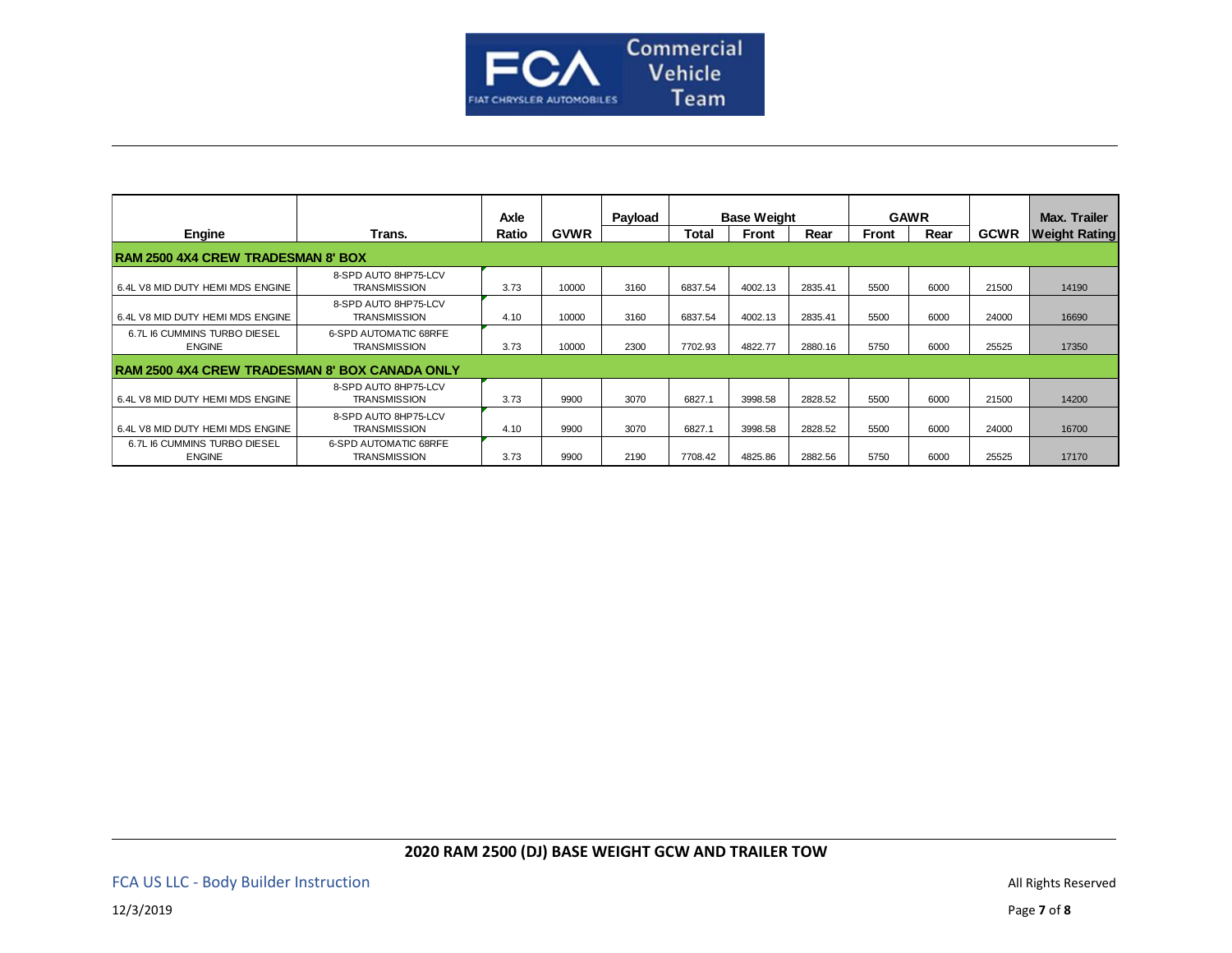| Engine | Trans. | Axle Ratio | GVWR | Payload | Base Weight | | | GAWR | | GCWR | Max. Trailer Weight Rating |
|---|---|---|---|---|---|---|---|---|---|---|---|
| | | | | | Total | Front | Rear | Front | Rear | | |
| **RAM 2500 4X4 CREW TRADESMAN 8' BOX** | | | | | | | | | | | |
| 6.4L V8 MID DUTY HEMI MDS ENGINE | 8-SPD AUTO 8HP75-LCV TRANSMISSION | 3.73 | 10000 | 3160 | 6837.54 | 4002.13 | 2835.41 | 5500 | 6000 | 21500 | 14190 |
| 6.4L V8 MID DUTY HEMI MDS ENGINE | 8-SPD AUTO 8HP75-LCV TRANSMISSION | 4.10 | 10000 | 3160 | 6837.54 | 4002.13 | 2835.41 | 5500 | 6000 | 24000 | 16690 |
| 6.7L I6 CUMMINS TURBO DIESEL ENGINE | 6-SPD AUTOMATIC 68RFE TRANSMISSION | 3.73 | 10000 | 2300 | 7702.93 | 4822.77 | 2880.16 | 5750 | 6000 | 25525 | 17350 |
| **RAM 2500 4X4 CREW TRADESMAN 8' BOX CANADA ONLY** | | | | | | | | | | | |
| 6.4L V8 MID DUTY HEMI MDS ENGINE | 8-SPD AUTO 8HP75-LCV TRANSMISSION | 3.73 | 9900 | 3070 | 6827.1 | 3998.58 | 2828.52 | 5500 | 6000 | 21500 | 14200 |
| 6.4L V8 MID DUTY HEMI MDS ENGINE | 8-SPD AUTO 8HP75-LCV TRANSMISSION | 4.10 | 9900 | 3070 | 6827.1 | 3998.58 | 2828.52 | 5500 | 6000 | 24000 | 16700 |
| 6.7L I6 CUMMINS TURBO DIESEL ENGINE | 6-SPD AUTOMATIC 68RFE TRANSMISSION | 3.73 | 9900 | 2190 | 7708.42 | 4825.86 | 2882.56 | 5750 | 6000 | 25525 | 17170 |

**2020 RAM 2500 (DJ) BASE WEIGHT GCW AND TRAILER TOW**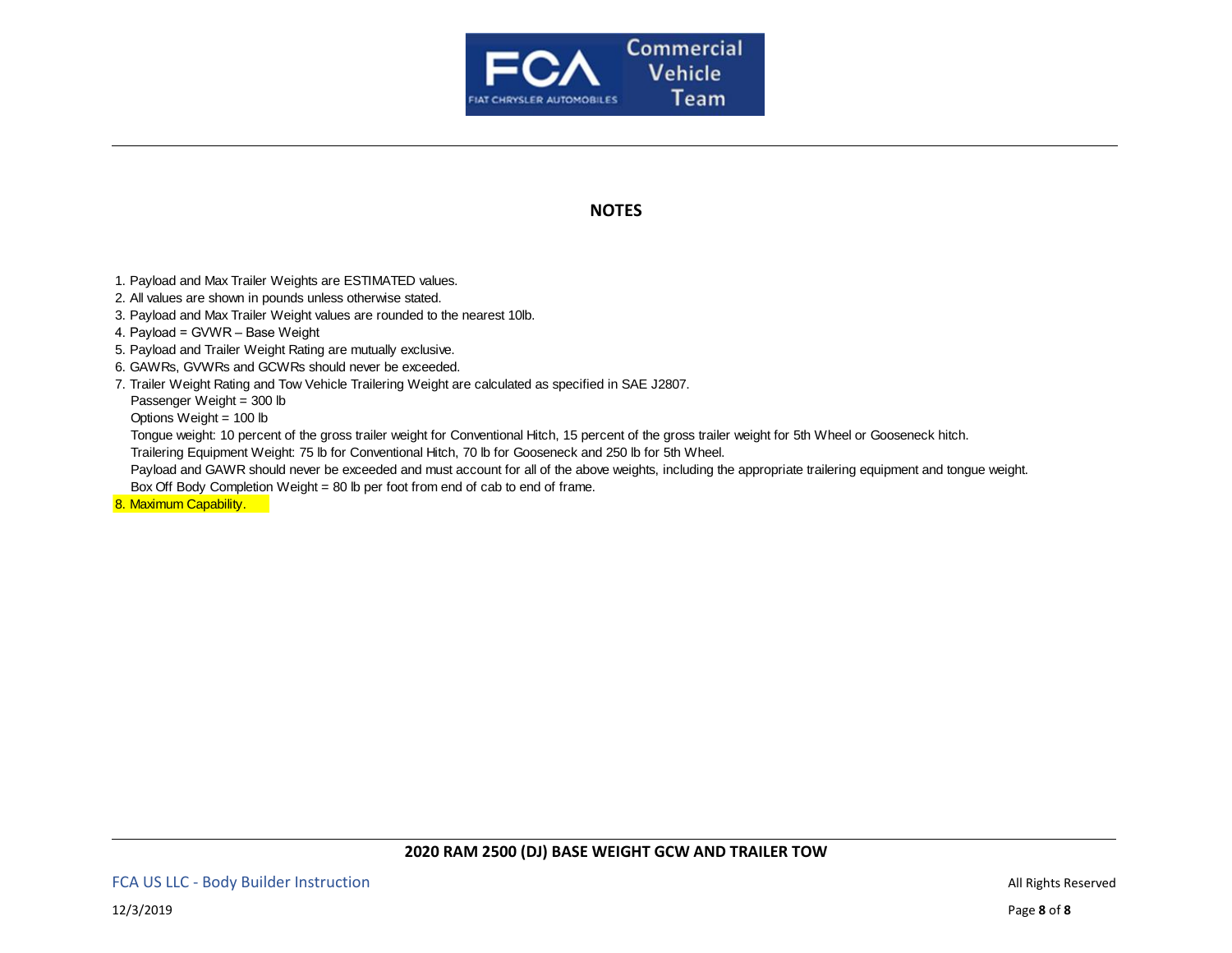## NOTES

1. Payload and Max Trailer Weights are ESTIMATED values.
2. All values are shown in pounds unless otherwise stated.
3. Payload and Max Trailer Weight values are rounded to the nearest 10lb.
4. Payload = GVWR – Base Weight
5. Payload and Trailer Weight Rating are mutually exclusive.
6. GAWRs, GVWRs and GCWRs should never be exceeded.
7. Trailer Weight Rating and Tow Vehicle Trailering Weight are calculated as specified in SAE J2807.
   Passenger Weight = 300 lb
   Options Weight = 100 lb
   Tongue weight: 10 percent of the gross trailer weight for Conventional Hitch, 15 percent of the gross trailer weight for 5th Wheel or Gooseneck hitch.
   Trailering Equipment Weight: 75 lb for Conventional Hitch, 70 lb for Gooseneck and 250 lb for 5th Wheel.
   Payload and GAWR should never be exceeded and must account for all of the above weights, including the appropriate trailering equipment and tongue weight.
   Box Off Body Completion Weight = 80 lb per foot from end of cab to end of frame.
8. Maximum Capability.